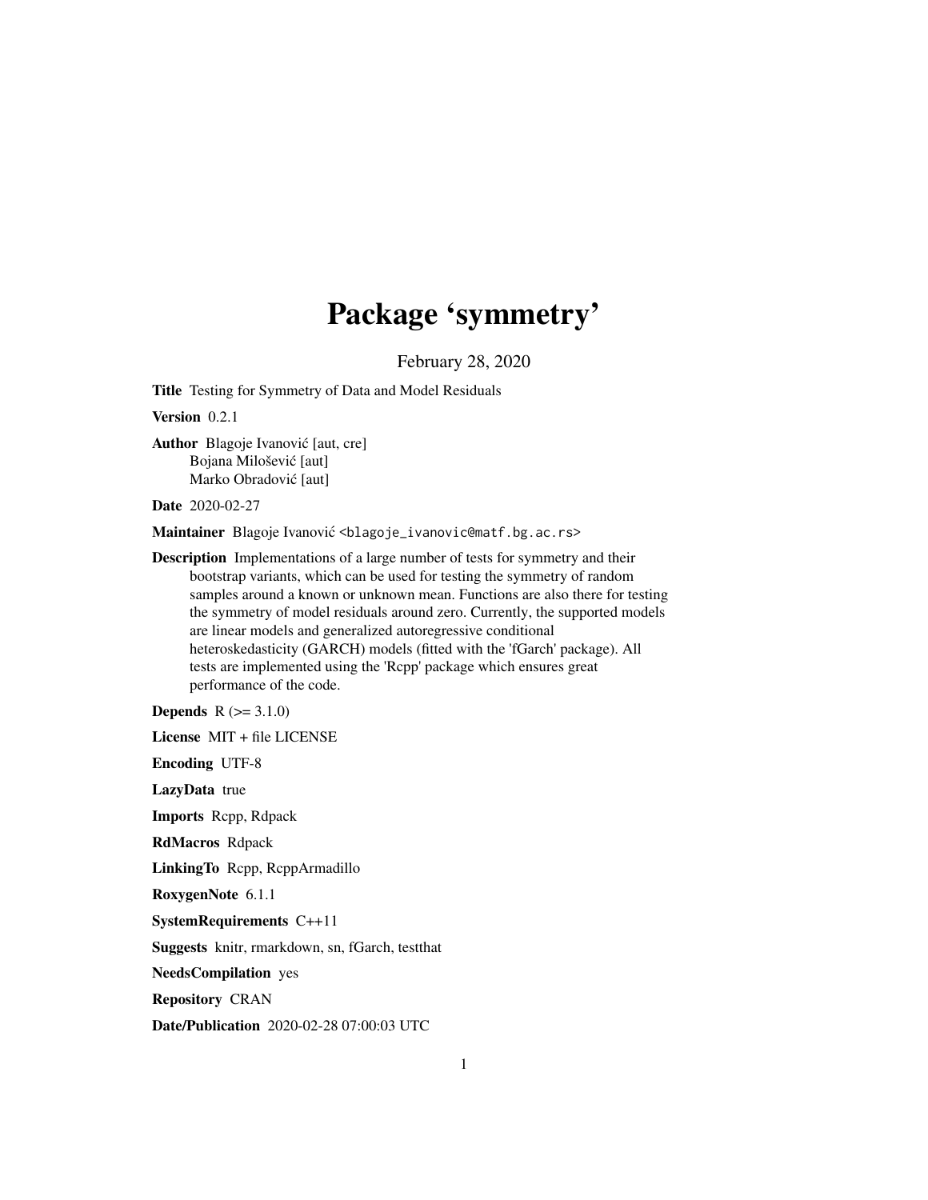# Package 'symmetry'

February 28, 2020

**Title** Testing for Symmetry of Data and Model Residuals

**Version** 0.2.1

**Author** Blagoje Ivanović [aut, cre]
Bojana Milošević [aut]
Marko Obradović [aut]

**Date** 2020-02-27

**Maintainer** Blagoje Ivanović <blagoje_ivanovic@matf.bg.ac.rs>

**Description** Implementations of a large number of tests for symmetry and their bootstrap variants, which can be used for testing the symmetry of random samples around a known or unknown mean. Functions are also there for testing the symmetry of model residuals around zero. Currently, the supported models are linear models and generalized autoregressive conditional heteroskedasticity (GARCH) models (fitted with the 'fGarch' package). All tests are implemented using the 'Rcpp' package which ensures great performance of the code.

**Depends** R (>= 3.1.0)

**License** MIT + file LICENSE

**Encoding** UTF-8

**LazyData** true

**Imports** Rcpp, Rdpack

**RdMacros** Rdpack

**LinkingTo** Rcpp, RcppArmadillo

**RoxygenNote** 6.1.1

**SystemRequirements** C++11

**Suggests** knitr, rmarkdown, sn, fGarch, testthat

**NeedsCompilation** yes

**Repository** CRAN

**Date/Publication** 2020-02-28 07:00:03 UTC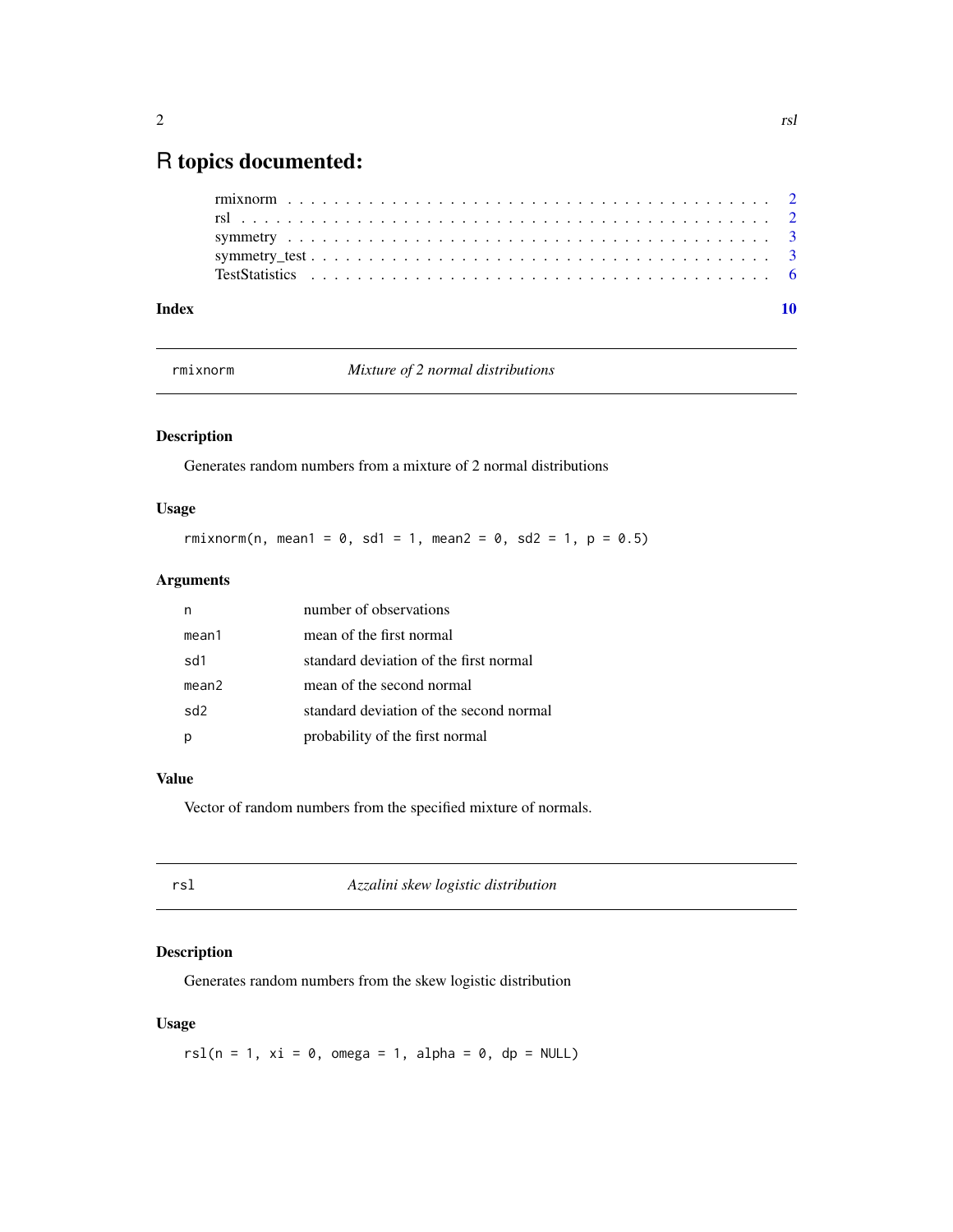# R topics documented:

rmixnorm . . . . . . . . . . . . . . . . . . . . . . . . . . . . . . . . . . . . . . . . 2
rsl . . . . . . . . . . . . . . . . . . . . . . . . . . . . . . . . . . . . . . . . . . . 2
symmetry . . . . . . . . . . . . . . . . . . . . . . . . . . . . . . . . . . . . . . . . 3
symmetry_test . . . . . . . . . . . . . . . . . . . . . . . . . . . . . . . . . . . . . 3
TestStatistics . . . . . . . . . . . . . . . . . . . . . . . . . . . . . . . . . . . . . 6

**Index** **10**

---

## rmixnorm — *Mixture of 2 normal distributions*

### Description

Generates random numbers from a mixture of 2 normal distributions

### Usage

```
rmixnorm(n, mean1 = 0, sd1 = 1, mean2 = 0, sd2 = 1, p = 0.5)
```

### Arguments

| | |
|---|---|
| n | number of observations |
| mean1 | mean of the first normal |
| sd1 | standard deviation of the first normal |
| mean2 | mean of the second normal |
| sd2 | standard deviation of the second normal |
| p | probability of the first normal |

### Value

Vector of random numbers from the specified mixture of normals.

---

## rsl — *Azzalini skew logistic distribution*

### Description

Generates random numbers from the skew logistic distribution

### Usage

```
rsl(n = 1, xi = 0, omega = 1, alpha = 0, dp = NULL)
```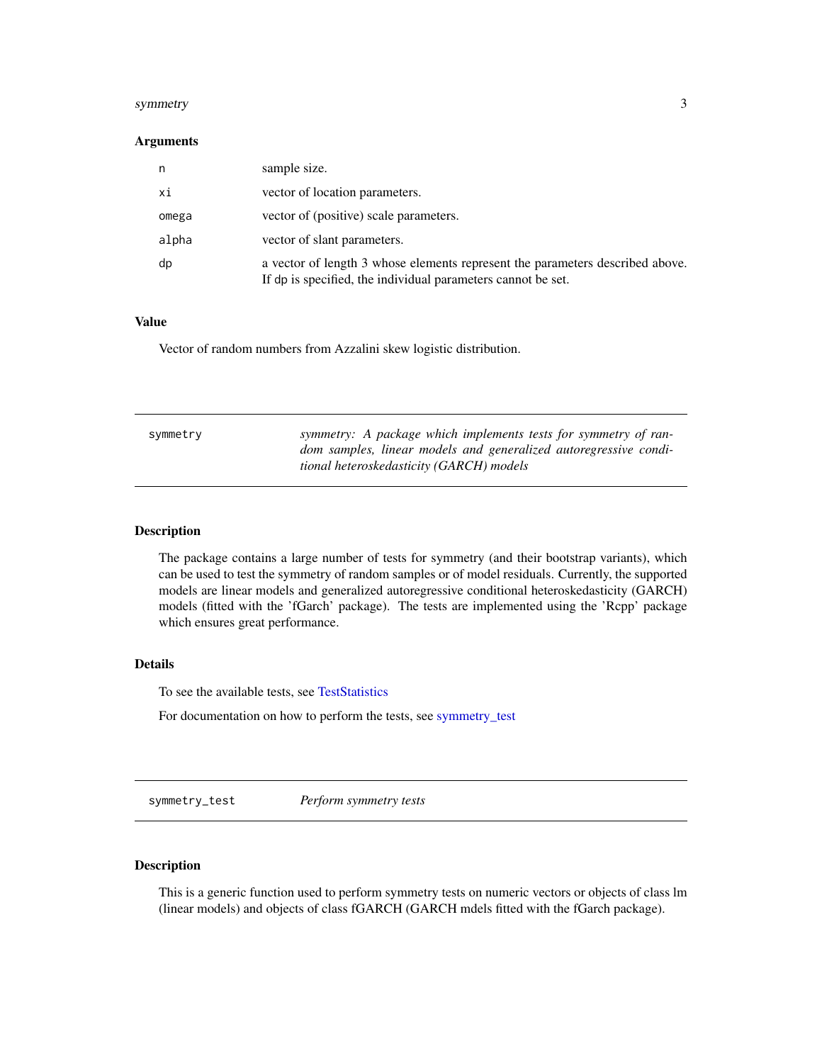### Arguments

| | |
|---|---|
| n | sample size. |
| xi | vector of location parameters. |
| omega | vector of (positive) scale parameters. |
| alpha | vector of slant parameters. |
| dp | a vector of length 3 whose elements represent the parameters described above. If dp is specified, the individual parameters cannot be set. |

### Value

Vector of random numbers from Azzalini skew logistic distribution.

---

## symmetry — *symmetry: A package which implements tests for symmetry of random samples, linear models and generalized autoregressive conditional heteroskedasticity (GARCH) models*

---

### Description

The package contains a large number of tests for symmetry (and their bootstrap variants), which can be used to test the symmetry of random samples or of model residuals. Currently, the supported models are linear models and generalized autoregressive conditional heteroskedasticity (GARCH) models (fitted with the 'fGarch' package). The tests are implemented using the 'Rcpp' package which ensures great performance.

### Details

To see the available tests, see TestStatistics

For documentation on how to perform the tests, see symmetry_test

---

## symmetry_test — *Perform symmetry tests*

---

### Description

This is a generic function used to perform symmetry tests on numeric vectors or objects of class lm (linear models) and objects of class fGARCH (GARCH mdels fitted with the fGarch package).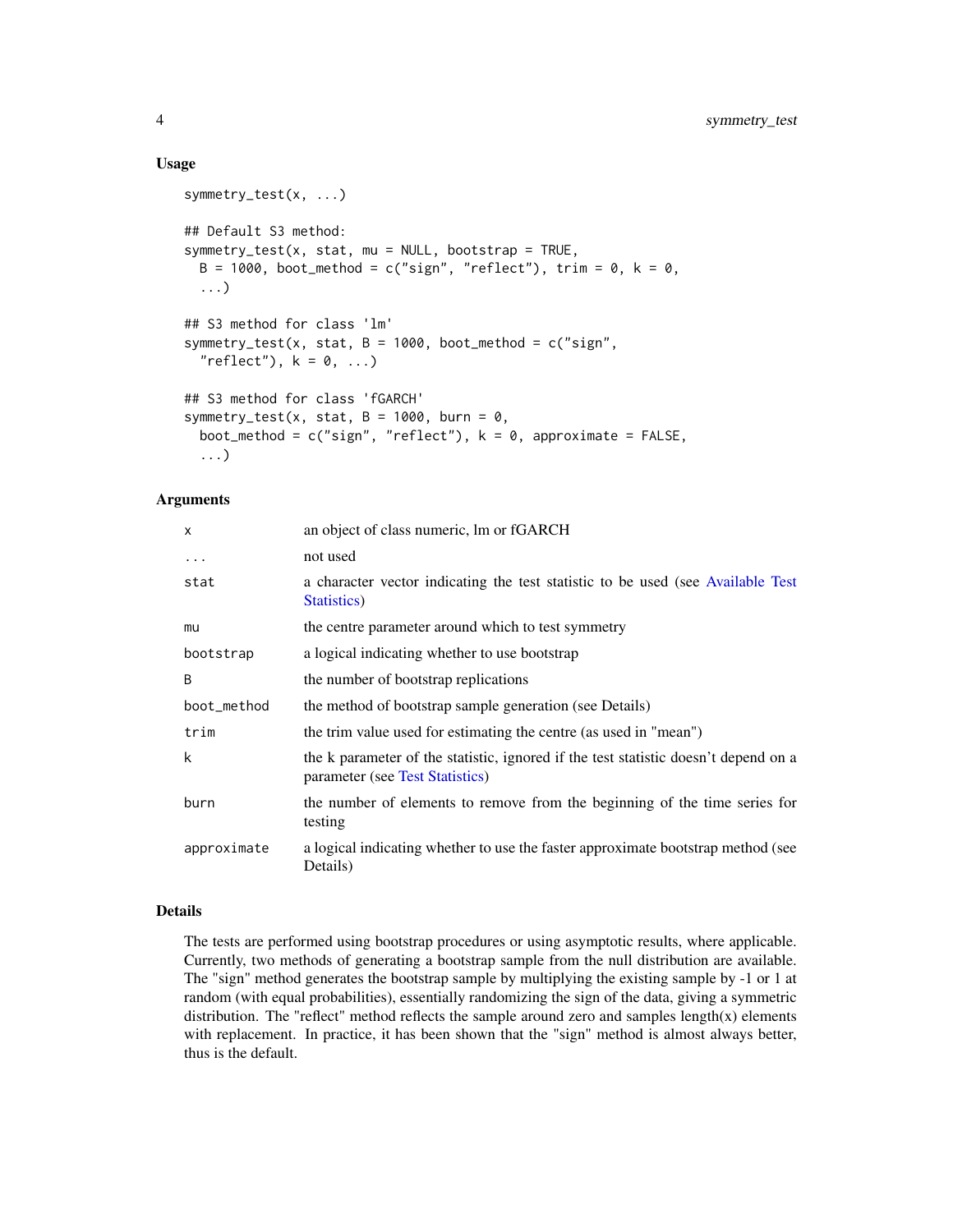### Usage

```
symmetry_test(x, ...)

## Default S3 method:
symmetry_test(x, stat, mu = NULL, bootstrap = TRUE,
  B = 1000, boot_method = c("sign", "reflect"), trim = 0, k = 0,
  ...)

## S3 method for class 'lm'
symmetry_test(x, stat, B = 1000, boot_method = c("sign",
  "reflect"), k = 0, ...)

## S3 method for class 'fGARCH'
symmetry_test(x, stat, B = 1000, burn = 0,
  boot_method = c("sign", "reflect"), k = 0, approximate = FALSE,
  ...)
```

### Arguments

| | |
|---|---|
| x | an object of class numeric, lm or fGARCH |
| ... | not used |
| stat | a character vector indicating the test statistic to be used (see Available Test Statistics) |
| mu | the centre parameter around which to test symmetry |
| bootstrap | a logical indicating whether to use bootstrap |
| B | the number of bootstrap replications |
| boot_method | the method of bootstrap sample generation (see Details) |
| trim | the trim value used for estimating the centre (as used in "mean") |
| k | the k parameter of the statistic, ignored if the test statistic doesn't depend on a parameter (see Test Statistics) |
| burn | the number of elements to remove from the beginning of the time series for testing |
| approximate | a logical indicating whether to use the faster approximate bootstrap method (see Details) |

### Details

The tests are performed using bootstrap procedures or using asymptotic results, where applicable. Currently, two methods of generating a bootstrap sample from the null distribution are available. The "sign" method generates the bootstrap sample by multiplying the existing sample by -1 or 1 at random (with equal probabilities), essentially randomizing the sign of the data, giving a symmetric distribution. The "reflect" method reflects the sample around zero and samples length(x) elements with replacement. In practice, it has been shown that the "sign" method is almost always better, thus is the default.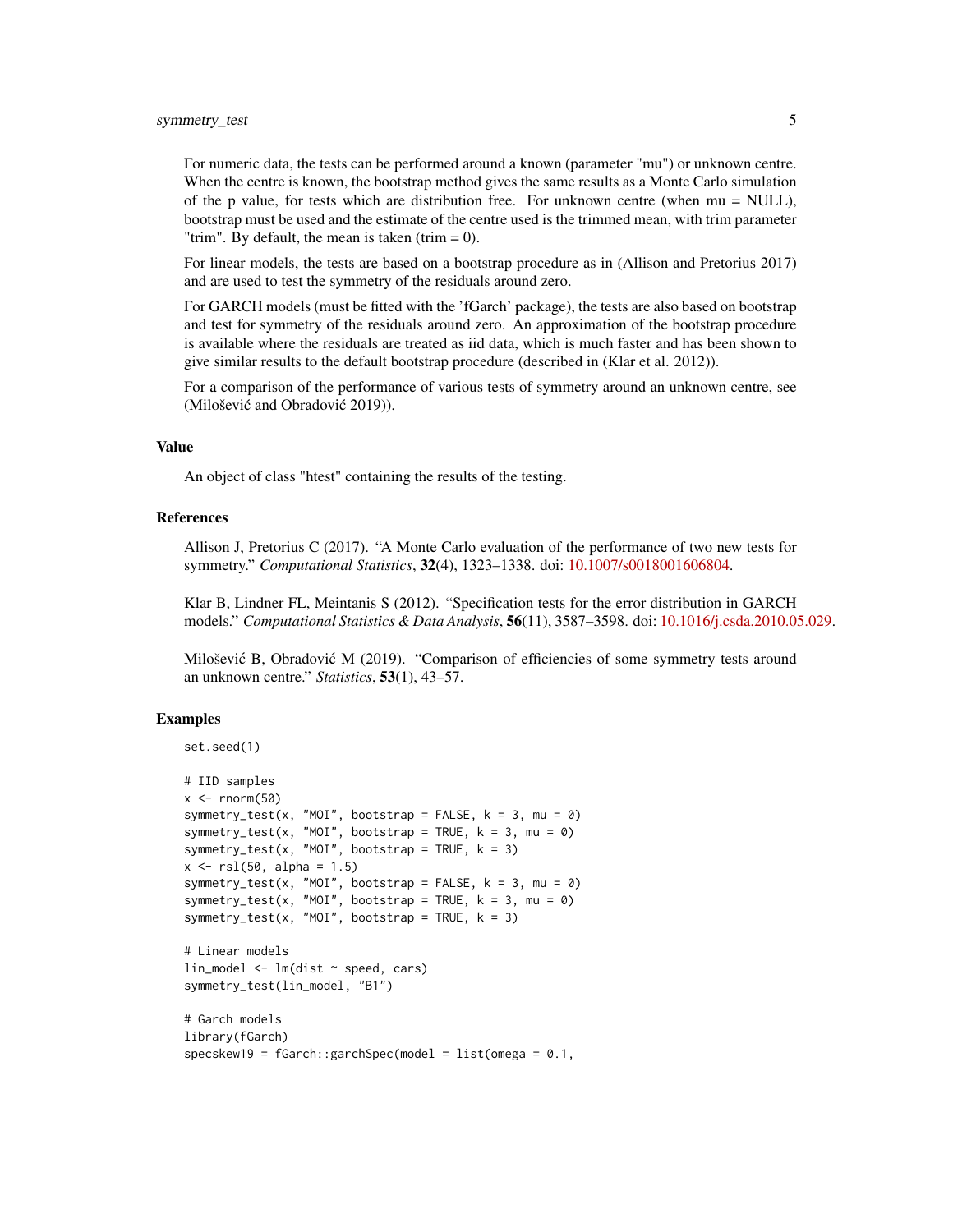For numeric data, the tests can be performed around a known (parameter "mu") or unknown centre. When the centre is known, the bootstrap method gives the same results as a Monte Carlo simulation of the p value, for tests which are distribution free. For unknown centre (when mu = NULL), bootstrap must be used and the estimate of the centre used is the trimmed mean, with trim parameter "trim". By default, the mean is taken (trim = 0).

For linear models, the tests are based on a bootstrap procedure as in (Allison and Pretorius 2017) and are used to test the symmetry of the residuals around zero.

For GARCH models (must be fitted with the 'fGarch' package), the tests are also based on bootstrap and test for symmetry of the residuals around zero. An approximation of the bootstrap procedure is available where the residuals are treated as iid data, which is much faster and has been shown to give similar results to the default bootstrap procedure (described in (Klar et al. 2012)).

For a comparison of the performance of various tests of symmetry around an unknown centre, see (Milošević and Obradović 2019)).

## Value

An object of class "htest" containing the results of the testing.

## References

Allison J, Pretorius C (2017). "A Monte Carlo evaluation of the performance of two new tests for symmetry." *Computational Statistics*, **32**(4), 1323–1338. doi: 10.1007/s0018001606804.

Klar B, Lindner FL, Meintanis S (2012). "Specification tests for the error distribution in GARCH models." *Computational Statistics & Data Analysis*, **56**(11), 3587–3598. doi: 10.1016/j.csda.2010.05.029.

Milošević B, Obradović M (2019). "Comparison of efficiencies of some symmetry tests around an unknown centre." *Statistics*, **53**(1), 43–57.

## Examples

```
set.seed(1)

# IID samples
x <- rnorm(50)
symmetry_test(x, "MOI", bootstrap = FALSE, k = 3, mu = 0)
symmetry_test(x, "MOI", bootstrap = TRUE, k = 3, mu = 0)
symmetry_test(x, "MOI", bootstrap = TRUE, k = 3)
x <- rsl(50, alpha = 1.5)
symmetry_test(x, "MOI", bootstrap = FALSE, k = 3, mu = 0)
symmetry_test(x, "MOI", bootstrap = TRUE, k = 3, mu = 0)
symmetry_test(x, "MOI", bootstrap = TRUE, k = 3)

# Linear models
lin_model <- lm(dist ~ speed, cars)
symmetry_test(lin_model, "B1")

# Garch models
library(fGarch)
specskew19 = fGarch::garchSpec(model = list(omega = 0.1,
```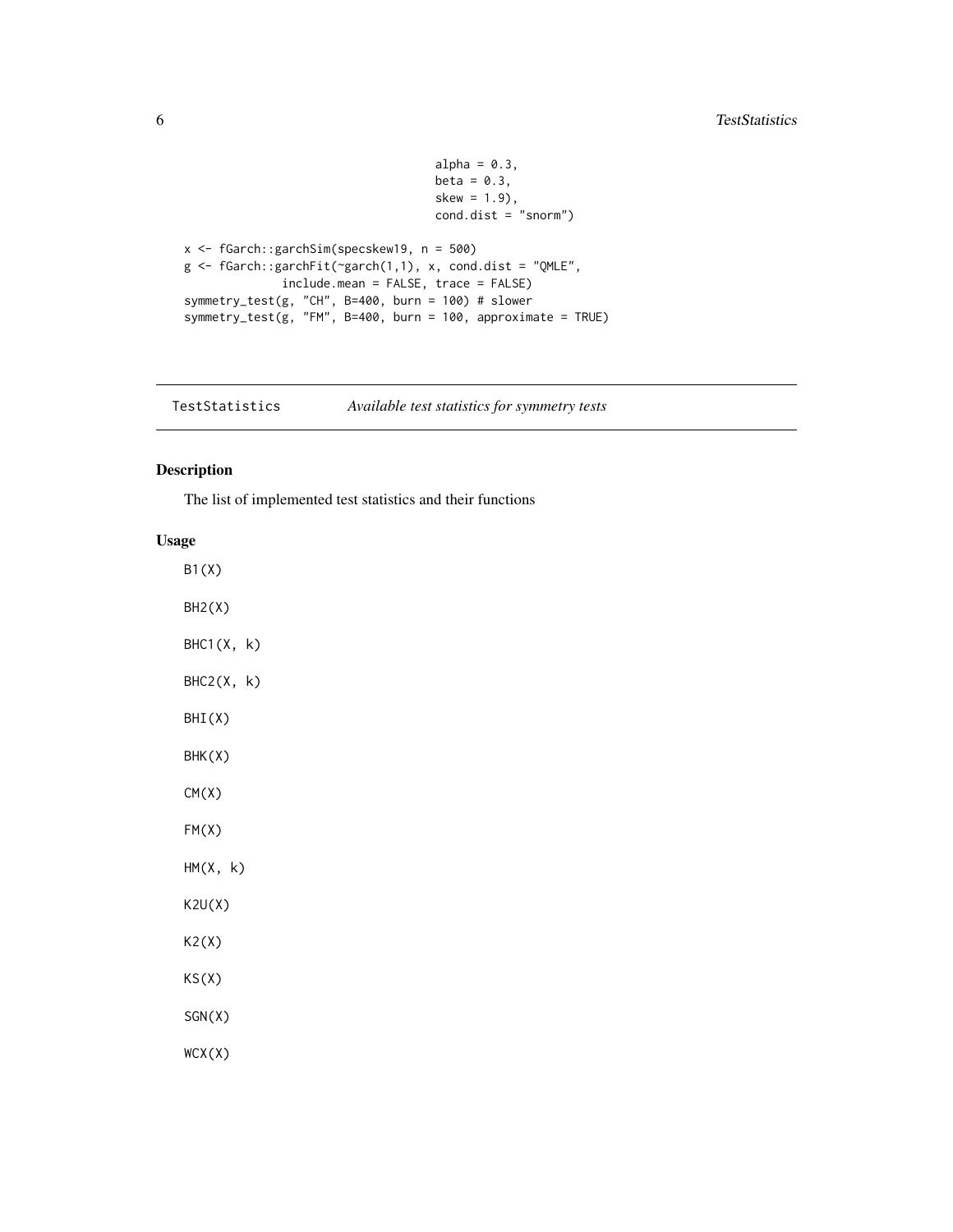```
                                    alpha = 0.3,
                                    beta = 0.3,
                                    skew = 1.9),
                                    cond.dist = "snorm")

x <- fGarch::garchSim(specskew19, n = 500)
g <- fGarch::garchFit(~garch(1,1), x, cond.dist = "QMLE",
             include.mean = FALSE, trace = FALSE)
symmetry_test(g, "CH", B=400, burn = 100) # slower
symmetry_test(g, "FM", B=400, burn = 100, approximate = TRUE)
```

---

## TestStatistics — *Available test statistics for symmetry tests*

### Description

The list of implemented test statistics and their functions

### Usage

```
B1(X)

BH2(X)

BHC1(X, k)

BHC2(X, k)

BHI(X)

BHK(X)

CM(X)

FM(X)

HM(X, k)

K2U(X)

K2(X)

KS(X)

SGN(X)

WCX(X)
```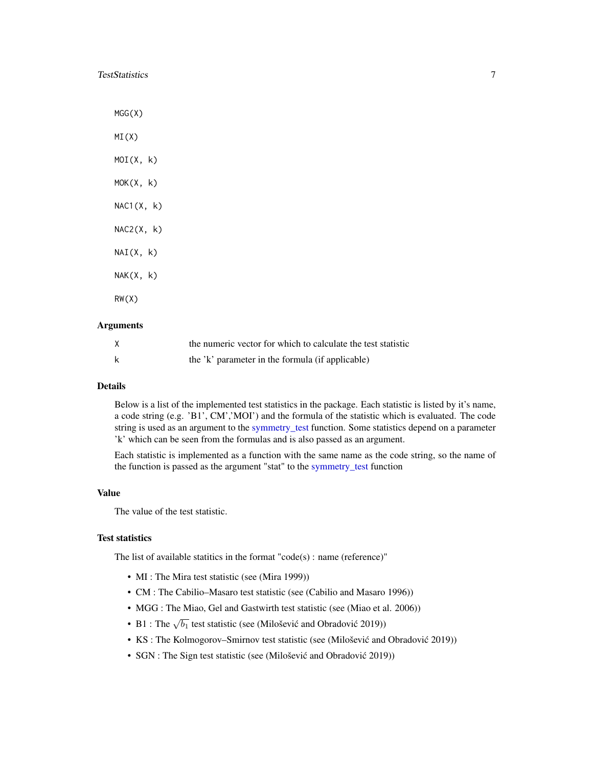```
MGG(X)

MI(X)

MOI(X, k)

MOK(X, k)

NAC1(X, k)

NAC2(X, k)

NAI(X, k)

NAK(X, k)

RW(X)
```

### Arguments

| | |
|---|---|
| X | the numeric vector for which to calculate the test statistic |
| k | the 'k' parameter in the formula (if applicable) |

### Details

Below is a list of the implemented test statistics in the package. Each statistic is listed by it's name, a code string (e.g. 'B1', CM','MOI') and the formula of the statistic which is evaluated. The code string is used as an argument to the symmetry_test function. Some statistics depend on a parameter 'k' which can be seen from the formulas and is also passed as an argument.

Each statistic is implemented as a function with the same name as the code string, so the name of the function is passed as the argument "stat" to the symmetry_test function

### Value

The value of the test statistic.

### Test statistics

The list of available statitics in the format "code(s) : name (reference)"

- MI : The Mira test statistic (see (Mira 1999))
- CM : The Cabilio–Masaro test statistic (see (Cabilio and Masaro 1996))
- MGG : The Miao, Gel and Gastwirth test statistic (see (Miao et al. 2006))
- B1 : The $\sqrt{b_1}$ test statistic (see (Milošević and Obradović 2019))
- KS : The Kolmogorov–Smirnov test statistic (see (Milošević and Obradović 2019))
- SGN : The Sign test statistic (see (Milošević and Obradović 2019))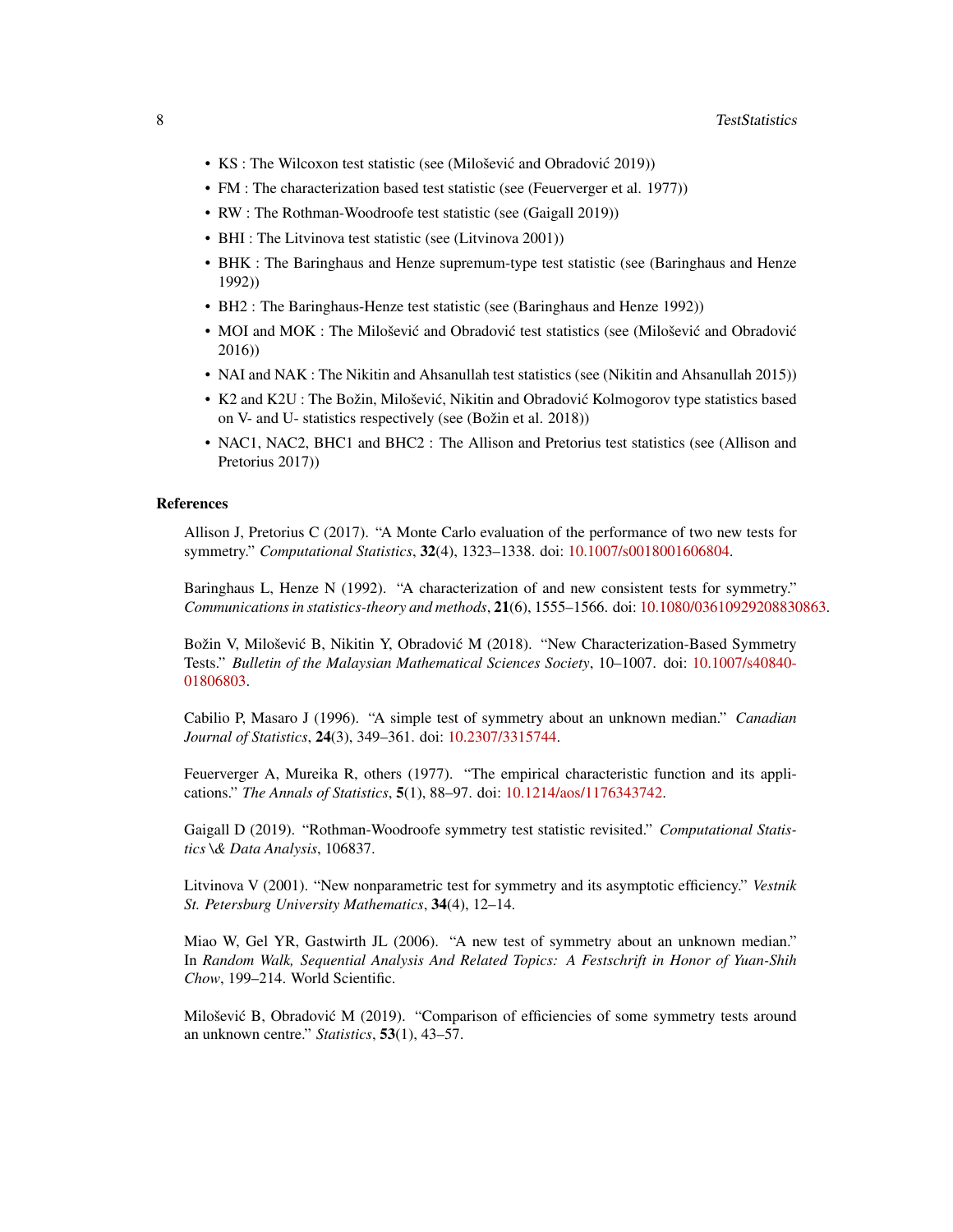- KS : The Wilcoxon test statistic (see (Milošević and Obradović 2019))
- FM : The characterization based test statistic (see (Feuerverger et al. 1977))
- RW : The Rothman-Woodroofe test statistic (see (Gaigall 2019))
- BHI : The Litvinova test statistic (see (Litvinova 2001))
- BHK : The Baringhaus and Henze supremum-type test statistic (see (Baringhaus and Henze 1992))
- BH2 : The Baringhaus-Henze test statistic (see (Baringhaus and Henze 1992))
- MOI and MOK : The Milošević and Obradović test statistics (see (Milošević and Obradović 2016))
- NAI and NAK : The Nikitin and Ahsanullah test statistics (see (Nikitin and Ahsanullah 2015))
- K2 and K2U : The Božin, Milošević, Nikitin and Obradović Kolmogorov type statistics based on V- and U- statistics respectively (see (Božin et al. 2018))
- NAC1, NAC2, BHC1 and BHC2 : The Allison and Pretorius test statistics (see (Allison and Pretorius 2017))

## References

Allison J, Pretorius C (2017). "A Monte Carlo evaluation of the performance of two new tests for symmetry." *Computational Statistics*, **32**(4), 1323–1338. doi: 10.1007/s0018001606804.

Baringhaus L, Henze N (1992). "A characterization of and new consistent tests for symmetry." *Communications in statistics-theory and methods*, **21**(6), 1555–1566. doi: 10.1080/03610929208830863.

Božin V, Milošević B, Nikitin Y, Obradović M (2018). "New Characterization-Based Symmetry Tests." *Bulletin of the Malaysian Mathematical Sciences Society*, 10–1007. doi: 10.1007/s40840-01806803.

Cabilio P, Masaro J (1996). "A simple test of symmetry about an unknown median." *Canadian Journal of Statistics*, **24**(3), 349–361. doi: 10.2307/3315744.

Feuerverger A, Mureika R, others (1977). "The empirical characteristic function and its applications." *The Annals of Statistics*, **5**(1), 88–97. doi: 10.1214/aos/1176343742.

Gaigall D (2019). "Rothman-Woodroofe symmetry test statistic revisited." *Computational Statistics \& Data Analysis*, 106837.

Litvinova V (2001). "New nonparametric test for symmetry and its asymptotic efficiency." *Vestnik St. Petersburg University Mathematics*, **34**(4), 12–14.

Miao W, Gel YR, Gastwirth JL (2006). "A new test of symmetry about an unknown median." In *Random Walk, Sequential Analysis And Related Topics: A Festschrift in Honor of Yuan-Shih Chow*, 199–214. World Scientific.

Milošević B, Obradović M (2019). "Comparison of efficiencies of some symmetry tests around an unknown centre." *Statistics*, **53**(1), 43–57.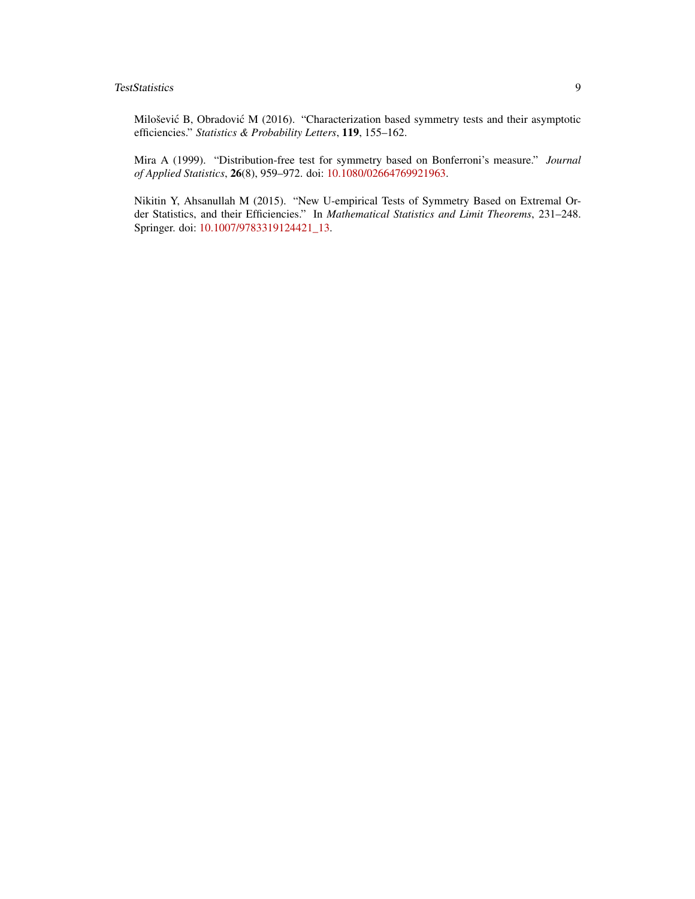Milošević B, Obradović M (2016). "Characterization based symmetry tests and their asymptotic efficiencies." *Statistics & Probability Letters*, **119**, 155–162.

Mira A (1999). "Distribution-free test for symmetry based on Bonferroni's measure." *Journal of Applied Statistics*, **26**(8), 959–972. doi: 10.1080/02664769921963.

Nikitin Y, Ahsanullah M (2015). "New U-empirical Tests of Symmetry Based on Extremal Order Statistics, and their Efficiencies." In *Mathematical Statistics and Limit Theorems*, 231–248. Springer. doi: 10.1007/9783319124421_13.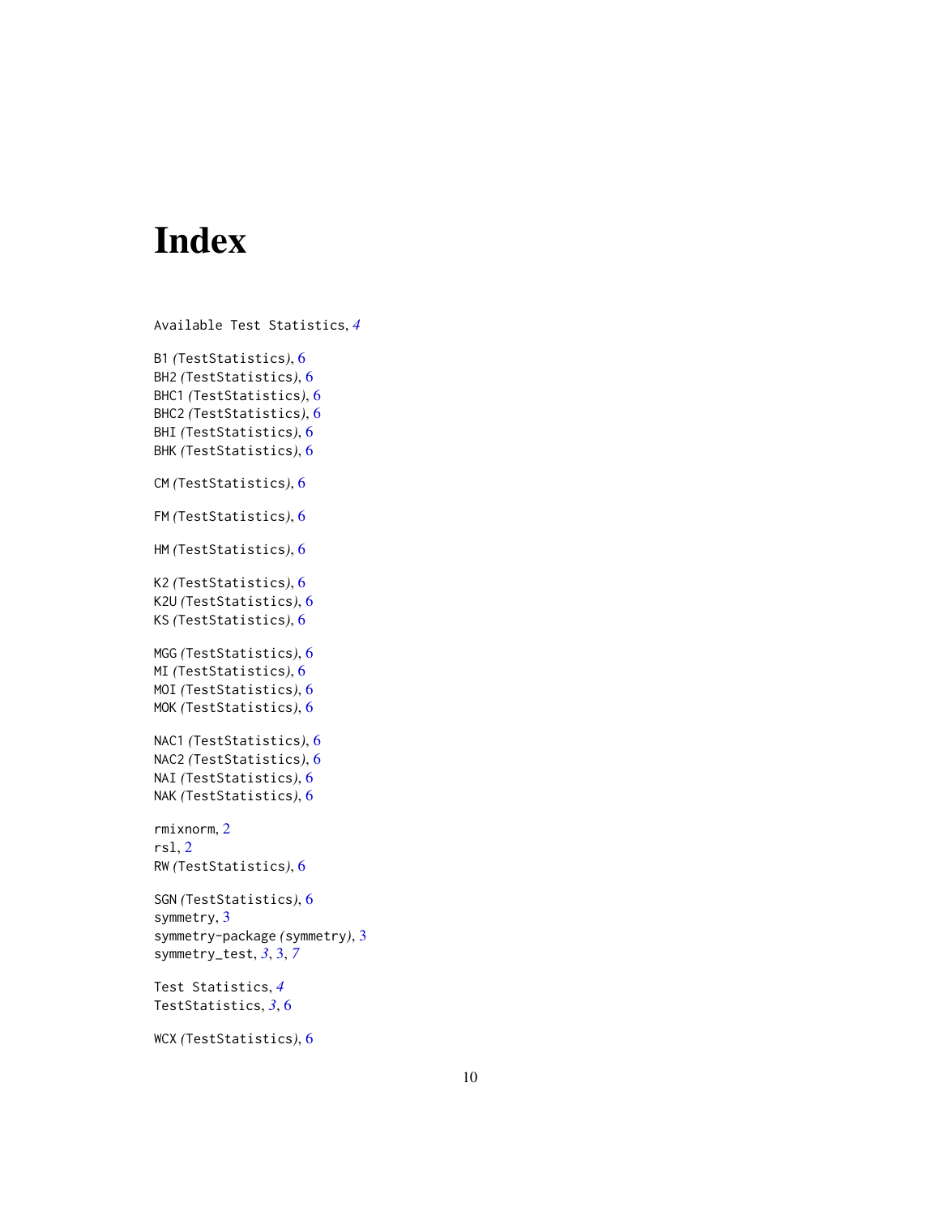# Index

Available Test Statistics, *4*

B1 *(TestStatistics)*, 6
BH2 *(TestStatistics)*, 6
BHC1 *(TestStatistics)*, 6
BHC2 *(TestStatistics)*, 6
BHI *(TestStatistics)*, 6
BHK *(TestStatistics)*, 6

CM *(TestStatistics)*, 6

FM *(TestStatistics)*, 6

HM *(TestStatistics)*, 6

K2 *(TestStatistics)*, 6
K2U *(TestStatistics)*, 6
KS *(TestStatistics)*, 6

MGG *(TestStatistics)*, 6
MI *(TestStatistics)*, 6
MOI *(TestStatistics)*, 6
MOK *(TestStatistics)*, 6

NAC1 *(TestStatistics)*, 6
NAC2 *(TestStatistics)*, 6
NAI *(TestStatistics)*, 6
NAK *(TestStatistics)*, 6

rmixnorm, 2
rsl, 2
RW *(TestStatistics)*, 6

SGN *(TestStatistics)*, 6
symmetry, 3
symmetry-package *(symmetry)*, 3
symmetry_test, *3*, 3, *7*

Test Statistics, *4*
TestStatistics, *3*, 6

WCX *(TestStatistics)*, 6